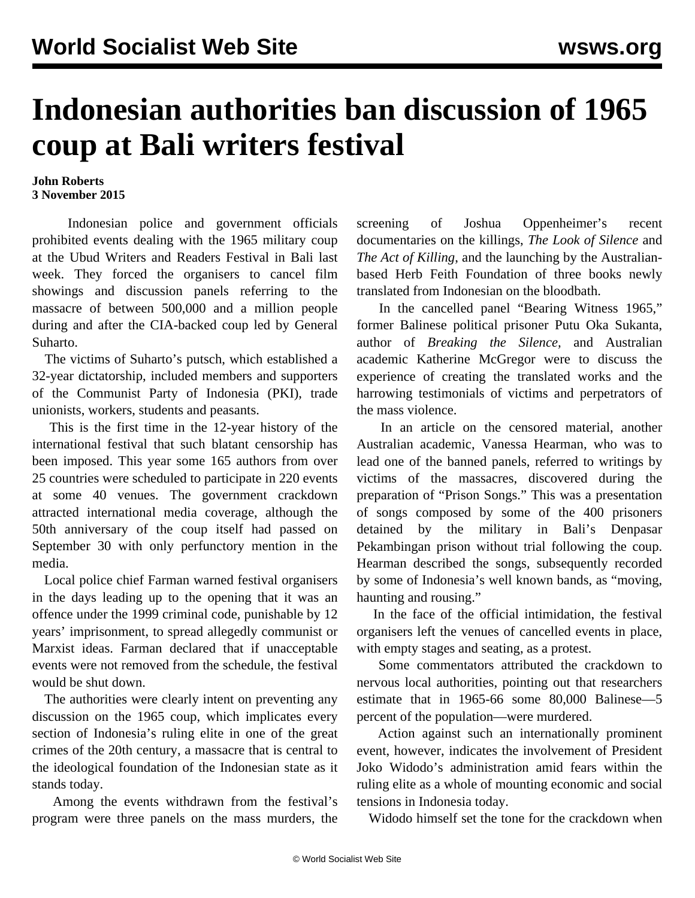# Indonesian authorities ban discussion of 1965 coup at Bali writers festival

**John Roberts**
**3 November 2015**

Indonesian police and government officials prohibited events dealing with the 1965 military coup at the Ubud Writers and Readers Festival in Bali last week. They forced the organisers to cancel film showings and discussion panels referring to the massacre of between 500,000 and a million people during and after the CIA-backed coup led by General Suharto.

The victims of Suharto's putsch, which established a 32-year dictatorship, included members and supporters of the Communist Party of Indonesia (PKI), trade unionists, workers, students and peasants.

This is the first time in the 12-year history of the international festival that such blatant censorship has been imposed. This year some 165 authors from over 25 countries were scheduled to participate in 220 events at some 40 venues. The government crackdown attracted international media coverage, although the 50th anniversary of the coup itself had passed on September 30 with only perfunctory mention in the media.

Local police chief Farman warned festival organisers in the days leading up to the opening that it was an offence under the 1999 criminal code, punishable by 12 years' imprisonment, to spread allegedly communist or Marxist ideas. Farman declared that if unacceptable events were not removed from the schedule, the festival would be shut down.

The authorities were clearly intent on preventing any discussion on the 1965 coup, which implicates every section of Indonesia's ruling elite in one of the great crimes of the 20th century, a massacre that is central to the ideological foundation of the Indonesian state as it stands today.

Among the events withdrawn from the festival's program were three panels on the mass murders, the screening of Joshua Oppenheimer's recent documentaries on the killings, *The Look of Silence* and *The Act of Killing*, and the launching by the Australian-based Herb Feith Foundation of three books newly translated from Indonesian on the bloodbath.

In the cancelled panel "Bearing Witness 1965," former Balinese political prisoner Putu Oka Sukanta, author of *Breaking the Silence,* and Australian academic Katherine McGregor were to discuss the experience of creating the translated works and the harrowing testimonials of victims and perpetrators of the mass violence.

In an article on the censored material, another Australian academic, Vanessa Hearman, who was to lead one of the banned panels, referred to writings by victims of the massacres, discovered during the preparation of "Prison Songs." This was a presentation of songs composed by some of the 400 prisoners detained by the military in Bali's Denpasar Pekambingan prison without trial following the coup. Hearman described the songs, subsequently recorded by some of Indonesia's well known bands, as "moving, haunting and rousing."

In the face of the official intimidation, the festival organisers left the venues of cancelled events in place, with empty stages and seating, as a protest.

Some commentators attributed the crackdown to nervous local authorities, pointing out that researchers estimate that in 1965-66 some 80,000 Balinese—5 percent of the population—were murdered.

Action against such an internationally prominent event, however, indicates the involvement of President Joko Widodo's administration amid fears within the ruling elite as a whole of mounting economic and social tensions in Indonesia today.

Widodo himself set the tone for the crackdown when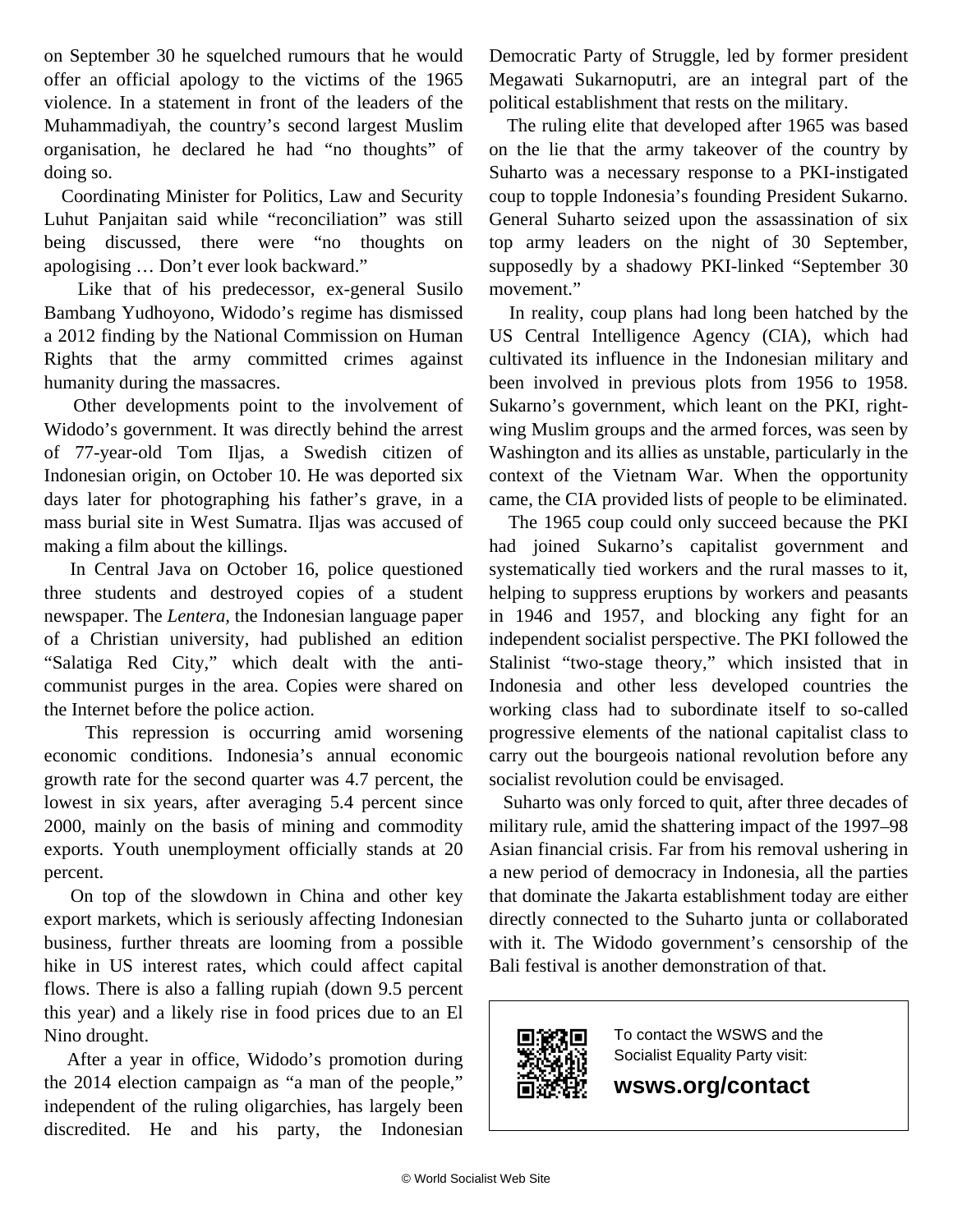on September 30 he squelched rumours that he would offer an official apology to the victims of the 1965 violence. In a statement in front of the leaders of the Muhammadiyah, the country's second largest Muslim organisation, he declared he had "no thoughts" of doing so.

Coordinating Minister for Politics, Law and Security Luhut Panjaitan said while "reconciliation" was still being discussed, there were "no thoughts on apologising … Don't ever look backward."

Like that of his predecessor, ex-general Susilo Bambang Yudhoyono, Widodo's regime has dismissed a 2012 finding by the National Commission on Human Rights that the army committed crimes against humanity during the massacres.

Other developments point to the involvement of Widodo's government. It was directly behind the arrest of 77-year-old Tom Iljas, a Swedish citizen of Indonesian origin, on October 10. He was deported six days later for photographing his father's grave, in a mass burial site in West Sumatra. Iljas was accused of making a film about the killings.

In Central Java on October 16, police questioned three students and destroyed copies of a student newspaper. The *Lentera*, the Indonesian language paper of a Christian university, had published an edition "Salatiga Red City," which dealt with the anti-communist purges in the area. Copies were shared on the Internet before the police action.

This repression is occurring amid worsening economic conditions. Indonesia's annual economic growth rate for the second quarter was 4.7 percent, the lowest in six years, after averaging 5.4 percent since 2000, mainly on the basis of mining and commodity exports. Youth unemployment officially stands at 20 percent.

On top of the slowdown in China and other key export markets, which is seriously affecting Indonesian business, further threats are looming from a possible hike in US interest rates, which could affect capital flows. There is also a falling rupiah (down 9.5 percent this year) and a likely rise in food prices due to an El Nino drought.

After a year in office, Widodo's promotion during the 2014 election campaign as "a man of the people," independent of the ruling oligarchies, has largely been discredited. He and his party, the Indonesian Democratic Party of Struggle, led by former president Megawati Sukarnoputri, are an integral part of the political establishment that rests on the military.

The ruling elite that developed after 1965 was based on the lie that the army takeover of the country by Suharto was a necessary response to a PKI-instigated coup to topple Indonesia's founding President Sukarno. General Suharto seized upon the assassination of six top army leaders on the night of 30 September, supposedly by a shadowy PKI-linked "September 30 movement."

In reality, coup plans had long been hatched by the US Central Intelligence Agency (CIA), which had cultivated its influence in the Indonesian military and been involved in previous plots from 1956 to 1958. Sukarno's government, which leant on the PKI, right-wing Muslim groups and the armed forces, was seen by Washington and its allies as unstable, particularly in the context of the Vietnam War. When the opportunity came, the CIA provided lists of people to be eliminated.

The 1965 coup could only succeed because the PKI had joined Sukarno's capitalist government and systematically tied workers and the rural masses to it, helping to suppress eruptions by workers and peasants in 1946 and 1957, and blocking any fight for an independent socialist perspective. The PKI followed the Stalinist "two-stage theory," which insisted that in Indonesia and other less developed countries the working class had to subordinate itself to so-called progressive elements of the national capitalist class to carry out the bourgeois national revolution before any socialist revolution could be envisaged.

Suharto was only forced to quit, after three decades of military rule, amid the shattering impact of the 1997–98 Asian financial crisis. Far from his removal ushering in a new period of democracy in Indonesia, all the parties that dominate the Jakarta establishment today are either directly connected to the Suharto junta or collaborated with it. The Widodo government's censorship of the Bali festival is another demonstration of that.

To contact the WSWS and the Socialist Equality Party visit:

**wsws.org/contact**